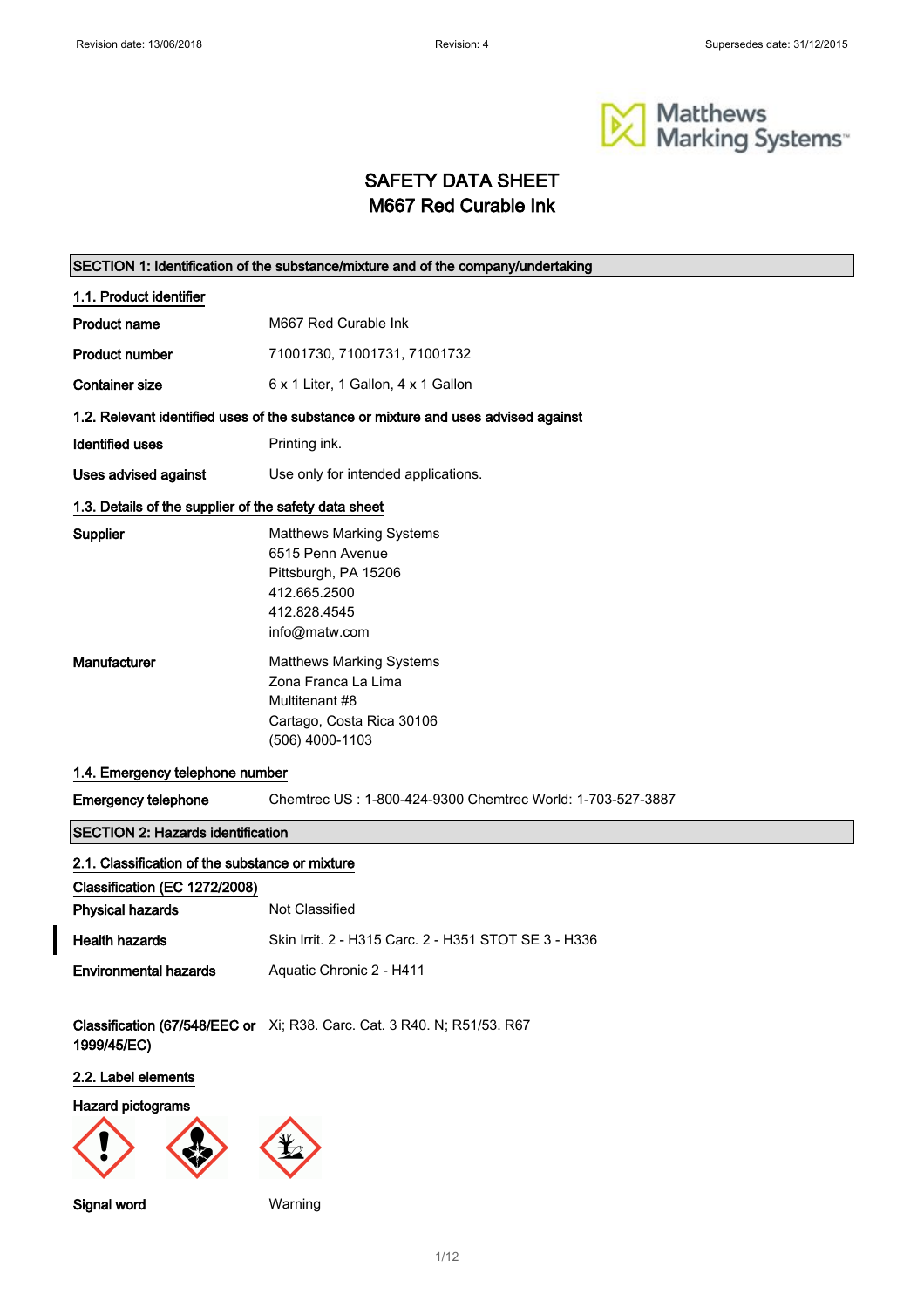# SAFETY DATA SHEET
# M667 Red Curable Ink

## SECTION 1: Identification of the substance/mixture and of the company/undertaking

### 1.1. Product identifier

**Product name** M667 Red Curable Ink

**Product number** 71001730, 71001731, 71001732

**Container size** 6 x 1 Liter, 1 Gallon, 4 x 1 Gallon

### 1.2. Relevant identified uses of the substance or mixture and uses advised against

**Identified uses** Printing ink.

**Uses advised against** Use only for intended applications.

### 1.3. Details of the supplier of the safety data sheet

**Supplier**
Matthews Marking Systems
6515 Penn Avenue
Pittsburgh, PA 15206
412.665.2500
412.828.4545
info@matw.com

**Manufacturer**
Matthews Marking Systems
Zona Franca La Lima
Multitenant #8
Cartago, Costa Rica 30106
(506) 4000-1103

### 1.4. Emergency telephone number

**Emergency telephone** Chemtrec US : 1-800-424-9300 Chemtrec World: 1-703-527-3887

## SECTION 2: Hazards identification

### 2.1. Classification of the substance or mixture

**Classification (EC 1272/2008)**

**Physical hazards** Not Classified

**Health hazards** Skin Irrit. 2 - H315 Carc. 2 - H351 STOT SE 3 - H336

**Environmental hazards** Aquatic Chronic 2 - H411

**Classification (67/548/EEC or 1999/45/EC)** Xi; R38. Carc. Cat. 3 R40. N; R51/53. R67

### 2.2. Label elements

**Hazard pictograms**

**Signal word** Warning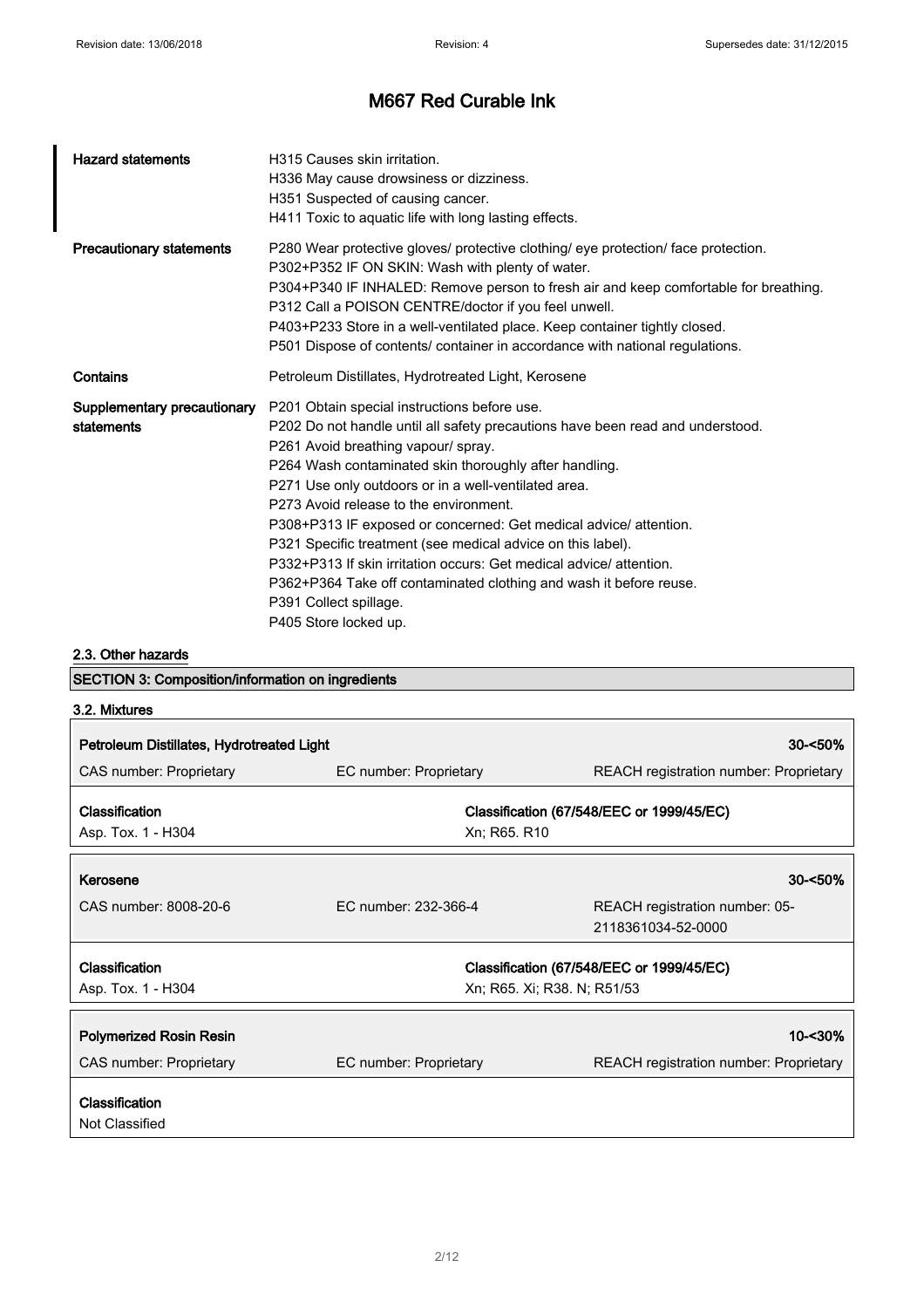# M667 Red Curable Ink

**Hazard statements**
H315 Causes skin irritation.
H336 May cause drowsiness or dizziness.
H351 Suspected of causing cancer.
H411 Toxic to aquatic life with long lasting effects.

**Precautionary statements**
P280 Wear protective gloves/ protective clothing/ eye protection/ face protection.
P302+P352 IF ON SKIN: Wash with plenty of water.
P304+P340 IF INHALED: Remove person to fresh air and keep comfortable for breathing.
P312 Call a POISON CENTRE/doctor if you feel unwell.
P403+P233 Store in a well-ventilated place. Keep container tightly closed.
P501 Dispose of contents/ container in accordance with national regulations.

**Contains**
Petroleum Distillates, Hydrotreated Light, Kerosene

**Supplementary precautionary statements**
P201 Obtain special instructions before use.
P202 Do not handle until all safety precautions have been read and understood.
P261 Avoid breathing vapour/ spray.
P264 Wash contaminated skin thoroughly after handling.
P271 Use only outdoors or in a well-ventilated area.
P273 Avoid release to the environment.
P308+P313 IF exposed or concerned: Get medical advice/ attention.
P321 Specific treatment (see medical advice on this label).
P332+P313 If skin irritation occurs: Get medical advice/ attention.
P362+P364 Take off contaminated clothing and wash it before reuse.
P391 Collect spillage.
P405 Store locked up.

### 2.3. Other hazards

## SECTION 3: Composition/information on ingredients

### 3.2. Mixtures

| **Petroleum Distillates, Hydrotreated Light** | | **30-<50%** |
|---|---|---|
| CAS number: Proprietary | EC number: Proprietary | REACH registration number: Proprietary |
| **Classification** | **Classification (67/548/EEC or 1999/45/EC)** | |
| Asp. Tox. 1 - H304 | Xn; R65. R10 | |

| **Kerosene** | | **30-<50%** |
|---|---|---|
| CAS number: 8008-20-6 | EC number: 232-366-4 | REACH registration number: 05-2118361034-52-0000 |
| **Classification** | **Classification (67/548/EEC or 1999/45/EC)** | |
| Asp. Tox. 1 - H304 | Xn; R65. Xi; R38. N; R51/53 | |

| **Polymerized Rosin Resin** | | **10-<30%** |
|---|---|---|
| CAS number: Proprietary | EC number: Proprietary | REACH registration number: Proprietary |
| **Classification** | | |
| Not Classified | | |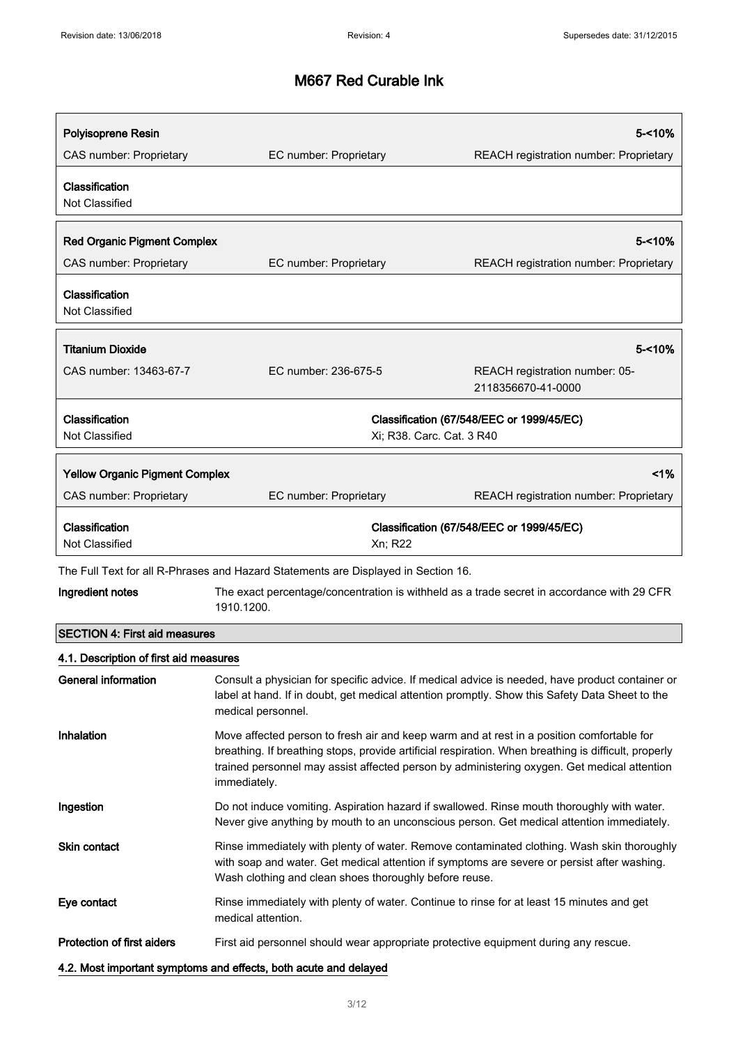# M667 Red Curable Ink

| Polyisoprene Resin | | 5-<10% |
|---|---|---|
| CAS number: Proprietary | EC number: Proprietary | REACH registration number: Proprietary |
| **Classification**<br>Not Classified | | |

| Red Organic Pigment Complex | | 5-<10% |
|---|---|---|
| CAS number: Proprietary | EC number: Proprietary | REACH registration number: Proprietary |
| **Classification**<br>Not Classified | | |

| Titanium Dioxide | | 5-<10% |
|---|---|---|
| CAS number: 13463-67-7 | EC number: 236-675-5 | REACH registration number: 05-2118356670-41-0000 |
| **Classification**<br>Not Classified | **Classification (67/548/EEC or 1999/45/EC)**<br>Xi; R38. Carc. Cat. 3 R40 | |

| Yellow Organic Pigment Complex | | <1% |
|---|---|---|
| CAS number: Proprietary | EC number: Proprietary | REACH registration number: Proprietary |
| **Classification**<br>Not Classified | **Classification (67/548/EEC or 1999/45/EC)**<br>Xn; R22 | |

The Full Text for all R-Phrases and Hazard Statements are Displayed in Section 16.

**Ingredient notes** The exact percentage/concentration is withheld as a trade secret in accordance with 29 CFR 1910.1200.

## SECTION 4: First aid measures

### 4.1. Description of first aid measures

**General information** Consult a physician for specific advice. If medical advice is needed, have product container or label at hand. If in doubt, get medical attention promptly. Show this Safety Data Sheet to the medical personnel.

**Inhalation** Move affected person to fresh air and keep warm and at rest in a position comfortable for breathing. If breathing stops, provide artificial respiration. When breathing is difficult, properly trained personnel may assist affected person by administering oxygen. Get medical attention immediately.

**Ingestion** Do not induce vomiting. Aspiration hazard if swallowed. Rinse mouth thoroughly with water. Never give anything by mouth to an unconscious person. Get medical attention immediately.

**Skin contact** Rinse immediately with plenty of water. Remove contaminated clothing. Wash skin thoroughly with soap and water. Get medical attention if symptoms are severe or persist after washing. Wash clothing and clean shoes thoroughly before reuse.

**Eye contact** Rinse immediately with plenty of water. Continue to rinse for at least 15 minutes and get medical attention.

**Protection of first aiders** First aid personnel should wear appropriate protective equipment during any rescue.

### 4.2. Most important symptoms and effects, both acute and delayed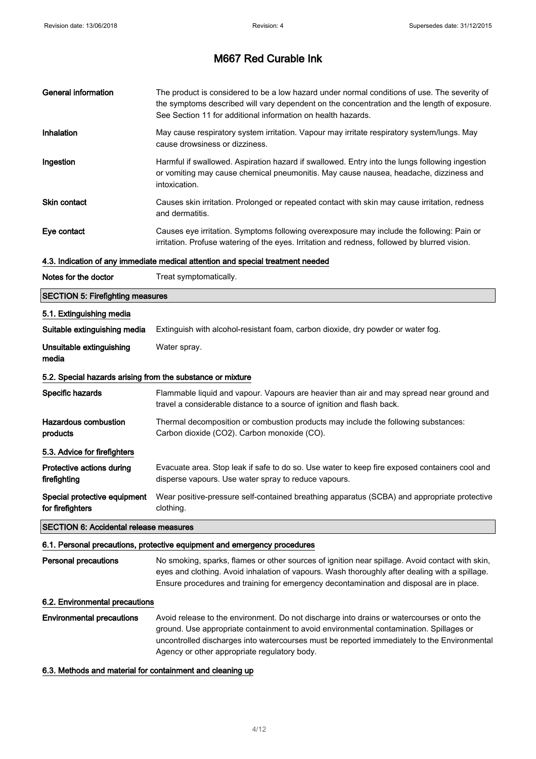# M667 Red Curable Ink

| | |
|---|---|
| **General information** | The product is considered to be a low hazard under normal conditions of use. The severity of the symptoms described will vary dependent on the concentration and the length of exposure. See Section 11 for additional information on health hazards. |
| **Inhalation** | May cause respiratory system irritation. Vapour may irritate respiratory system/lungs. May cause drowsiness or dizziness. |
| **Ingestion** | Harmful if swallowed. Aspiration hazard if swallowed. Entry into the lungs following ingestion or vomiting may cause chemical pneumonitis. May cause nausea, headache, dizziness and intoxication. |
| **Skin contact** | Causes skin irritation. Prolonged or repeated contact with skin may cause irritation, redness and dermatitis. |
| **Eye contact** | Causes eye irritation. Symptoms following overexposure may include the following: Pain or irritation. Profuse watering of the eyes. Irritation and redness, followed by blurred vision. |

### 4.3. Indication of any immediate medical attention and special treatment needed

| | |
|---|---|
| **Notes for the doctor** | Treat symptomatically. |

## SECTION 5: Firefighting measures

### 5.1. Extinguishing media

| | |
|---|---|
| **Suitable extinguishing media** | Extinguish with alcohol-resistant foam, carbon dioxide, dry powder or water fog. |
| **Unsuitable extinguishing media** | Water spray. |

### 5.2. Special hazards arising from the substance or mixture

| | |
|---|---|
| **Specific hazards** | Flammable liquid and vapour. Vapours are heavier than air and may spread near ground and travel a considerable distance to a source of ignition and flash back. |
| **Hazardous combustion products** | Thermal decomposition or combustion products may include the following substances: Carbon dioxide ($CO_2$). Carbon monoxide (CO). |

### 5.3. Advice for firefighters

| | |
|---|---|
| **Protective actions during firefighting** | Evacuate area. Stop leak if safe to do so. Use water to keep fire exposed containers cool and disperse vapours. Use water spray to reduce vapours. |
| **Special protective equipment for firefighters** | Wear positive-pressure self-contained breathing apparatus (SCBA) and appropriate protective clothing. |

## SECTION 6: Accidental release measures

### 6.1. Personal precautions, protective equipment and emergency procedures

| | |
|---|---|
| **Personal precautions** | No smoking, sparks, flames or other sources of ignition near spillage. Avoid contact with skin, eyes and clothing. Avoid inhalation of vapours. Wash thoroughly after dealing with a spillage. Ensure procedures and training for emergency decontamination and disposal are in place. |

### 6.2. Environmental precautions

| | |
|---|---|
| **Environmental precautions** | Avoid release to the environment. Do not discharge into drains or watercourses or onto the ground. Use appropriate containment to avoid environmental contamination. Spillages or uncontrolled discharges into watercourses must be reported immediately to the Environmental Agency or other appropriate regulatory body. |

### 6.3. Methods and material for containment and cleaning up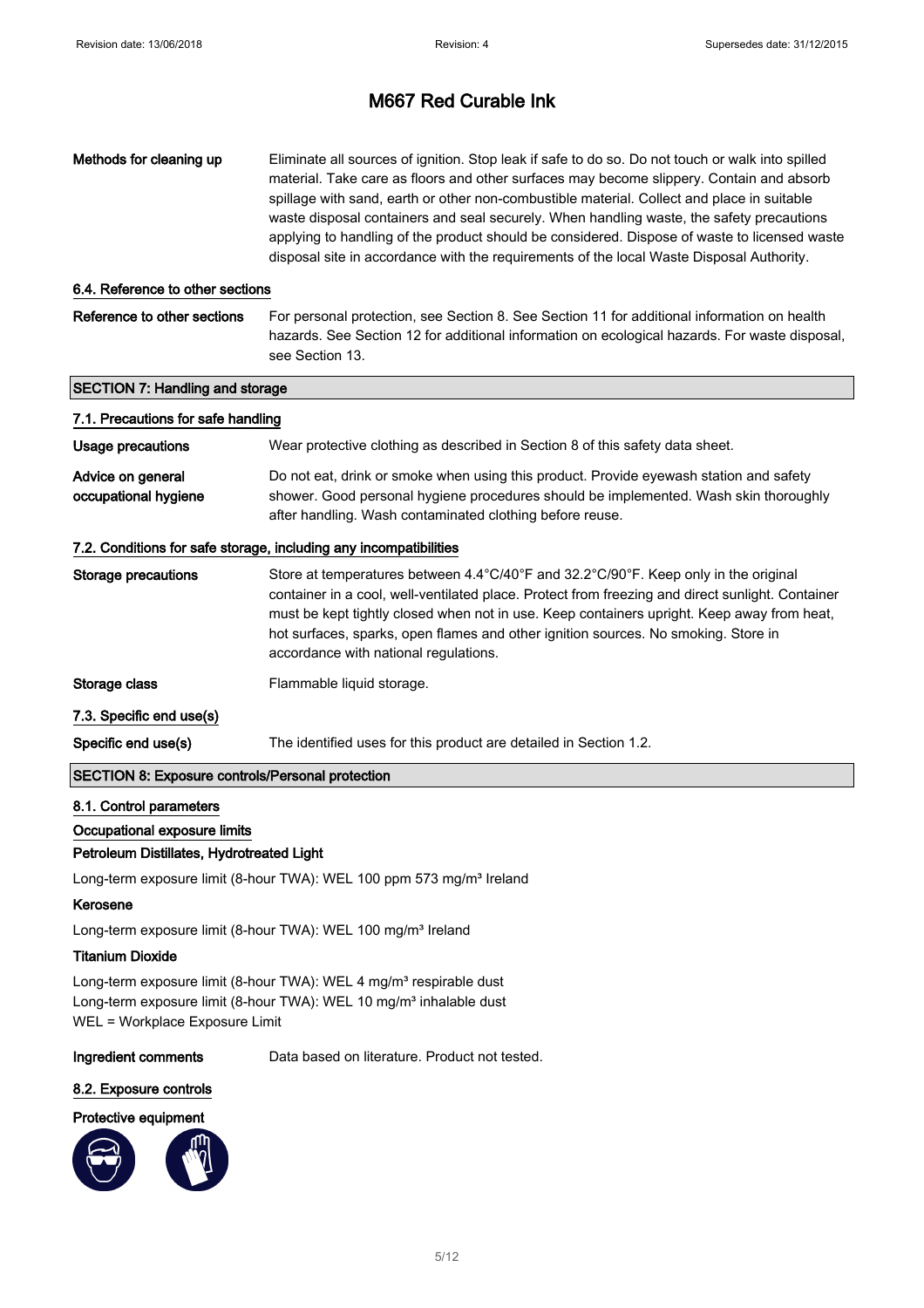# M667 Red Curable Ink

| | |
|---|---|
| **Methods for cleaning up** | Eliminate all sources of ignition. Stop leak if safe to do so. Do not touch or walk into spilled material. Take care as floors and other surfaces may become slippery. Contain and absorb spillage with sand, earth or other non-combustible material. Collect and place in suitable waste disposal containers and seal securely. When handling waste, the safety precautions applying to handling of the product should be considered. Dispose of waste to licensed waste disposal site in accordance with the requirements of the local Waste Disposal Authority. |

### 6.4. Reference to other sections

| | |
|---|---|
| **Reference to other sections** | For personal protection, see Section 8. See Section 11 for additional information on health hazards. See Section 12 for additional information on ecological hazards. For waste disposal, see Section 13. |

## SECTION 7: Handling and storage

### 7.1. Precautions for safe handling

| | |
|---|---|
| **Usage precautions** | Wear protective clothing as described in Section 8 of this safety data sheet. |
| **Advice on general occupational hygiene** | Do not eat, drink or smoke when using this product. Provide eyewash station and safety shower. Good personal hygiene procedures should be implemented. Wash skin thoroughly after handling. Wash contaminated clothing before reuse. |

### 7.2. Conditions for safe storage, including any incompatibilities

| | |
|---|---|
| **Storage precautions** | Store at temperatures between 4.4°C/40°F and 32.2°C/90°F. Keep only in the original container in a cool, well-ventilated place. Protect from freezing and direct sunlight. Container must be kept tightly closed when not in use. Keep containers upright. Keep away from heat, hot surfaces, sparks, open flames and other ignition sources. No smoking. Store in accordance with national regulations. |
| **Storage class** | Flammable liquid storage. |

### 7.3. Specific end use(s)

| | |
|---|---|
| **Specific end use(s)** | The identified uses for this product are detailed in Section 1.2. |

## SECTION 8: Exposure controls/Personal protection

### 8.1. Control parameters

#### Occupational exposure limits

**Petroleum Distillates, Hydrotreated Light**

Long-term exposure limit (8-hour TWA): WEL 100 ppm 573 mg/m³ Ireland

**Kerosene**

Long-term exposure limit (8-hour TWA): WEL 100 mg/m³ Ireland

**Titanium Dioxide**

Long-term exposure limit (8-hour TWA): WEL 4 mg/m³ respirable dust
Long-term exposure limit (8-hour TWA): WEL 10 mg/m³ inhalable dust
WEL = Workplace Exposure Limit

| | |
|---|---|
| **Ingredient comments** | Data based on literature. Product not tested. |

### 8.2. Exposure controls

**Protective equipment**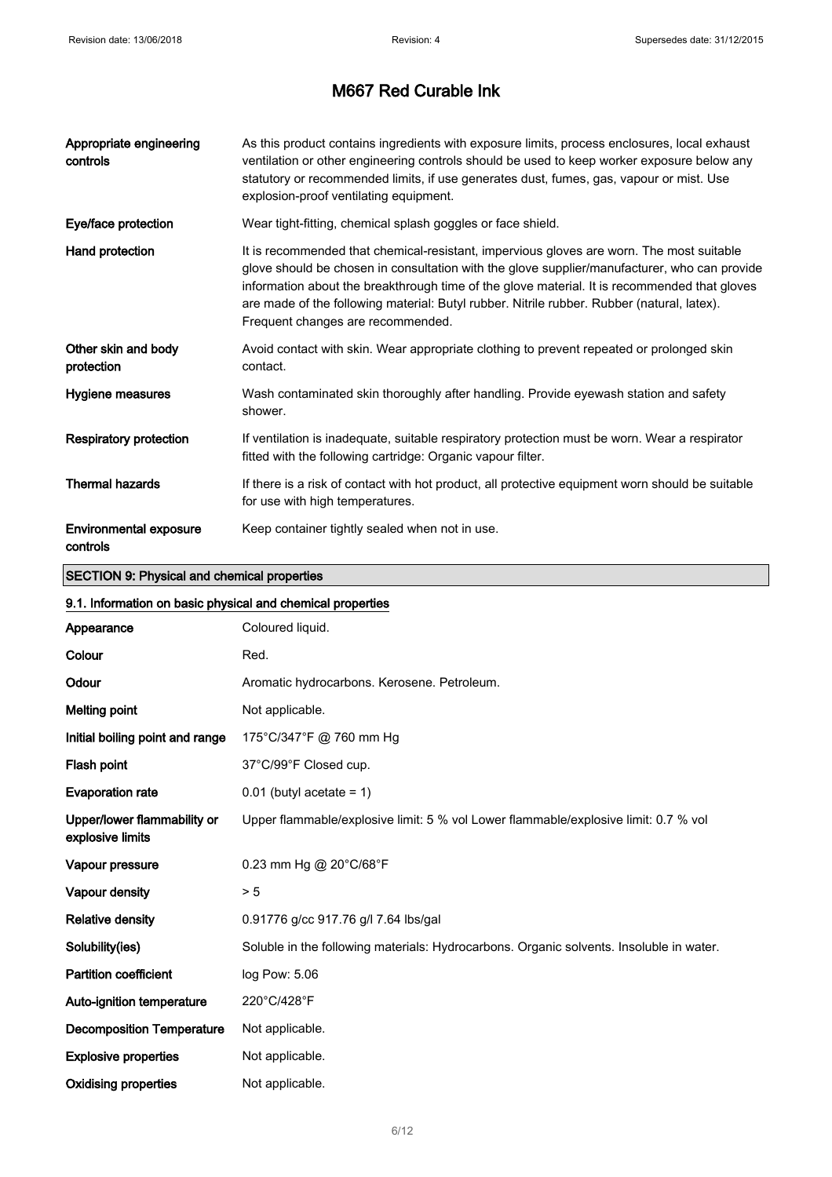# M667 Red Curable Ink

| | |
|---|---|
| **Appropriate engineering controls** | As this product contains ingredients with exposure limits, process enclosures, local exhaust ventilation or other engineering controls should be used to keep worker exposure below any statutory or recommended limits, if use generates dust, fumes, gas, vapour or mist. Use explosion-proof ventilating equipment. |
| **Eye/face protection** | Wear tight-fitting, chemical splash goggles or face shield. |
| **Hand protection** | It is recommended that chemical-resistant, impervious gloves are worn. The most suitable glove should be chosen in consultation with the glove supplier/manufacturer, who can provide information about the breakthrough time of the glove material. It is recommended that gloves are made of the following material: Butyl rubber. Nitrile rubber. Rubber (natural, latex). Frequent changes are recommended. |
| **Other skin and body protection** | Avoid contact with skin. Wear appropriate clothing to prevent repeated or prolonged skin contact. |
| **Hygiene measures** | Wash contaminated skin thoroughly after handling. Provide eyewash station and safety shower. |
| **Respiratory protection** | If ventilation is inadequate, suitable respiratory protection must be worn. Wear a respirator fitted with the following cartridge: Organic vapour filter. |
| **Thermal hazards** | If there is a risk of contact with hot product, all protective equipment worn should be suitable for use with high temperatures. |
| **Environmental exposure controls** | Keep container tightly sealed when not in use. |

## SECTION 9: Physical and chemical properties

### 9.1. Information on basic physical and chemical properties

| | |
|---|---|
| **Appearance** | Coloured liquid. |
| **Colour** | Red. |
| **Odour** | Aromatic hydrocarbons. Kerosene. Petroleum. |
| **Melting point** | Not applicable. |
| **Initial boiling point and range** | 175°C/347°F @ 760 mm Hg |
| **Flash point** | 37°C/99°F Closed cup. |
| **Evaporation rate** | 0.01 (butyl acetate = 1) |
| **Upper/lower flammability or explosive limits** | Upper flammable/explosive limit: 5 % vol Lower flammable/explosive limit: 0.7 % vol |
| **Vapour pressure** | 0.23 mm Hg @ 20°C/68°F |
| **Vapour density** | > 5 |
| **Relative density** | 0.91776 g/cc 917.76 g/l 7.64 lbs/gal |
| **Solubility(ies)** | Soluble in the following materials: Hydrocarbons. Organic solvents. Insoluble in water. |
| **Partition coefficient** | log Pow: 5.06 |
| **Auto-ignition temperature** | 220°C/428°F |
| **Decomposition Temperature** | Not applicable. |
| **Explosive properties** | Not applicable. |
| **Oxidising properties** | Not applicable. |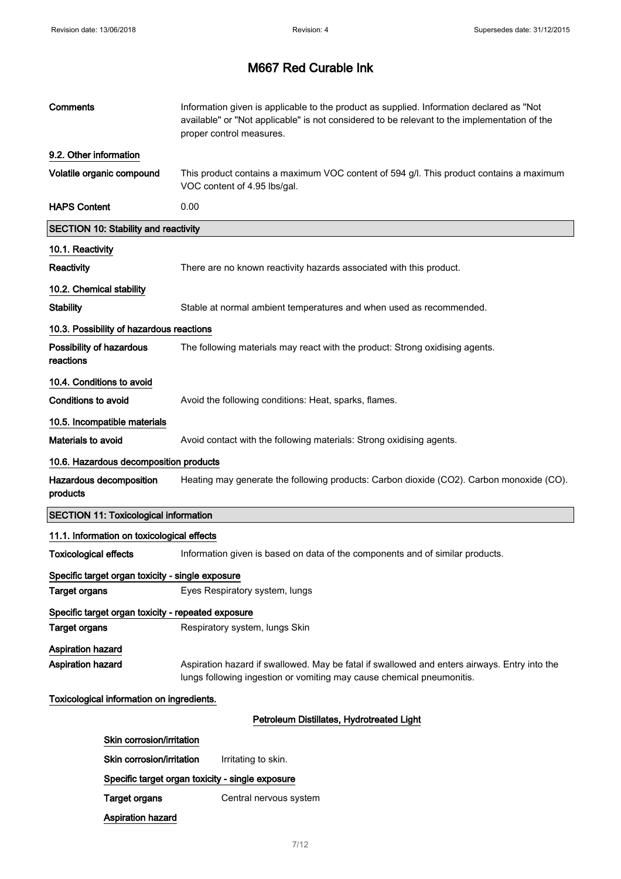# M667 Red Curable Ink

**Comments** Information given is applicable to the product as supplied. Information declared as "Not available" or "Not applicable" is not considered to be relevant to the implementation of the proper control measures.

### 9.2. Other information

**Volatile organic compound** This product contains a maximum VOC content of 594 g/l. This product contains a maximum VOC content of 4.95 lbs/gal.

**HAPS Content** 0.00

## SECTION 10: Stability and reactivity

### 10.1. Reactivity

**Reactivity** There are no known reactivity hazards associated with this product.

### 10.2. Chemical stability

**Stability** Stable at normal ambient temperatures and when used as recommended.

### 10.3. Possibility of hazardous reactions

**Possibility of hazardous reactions** The following materials may react with the product: Strong oxidising agents.

### 10.4. Conditions to avoid

**Conditions to avoid** Avoid the following conditions: Heat, sparks, flames.

### 10.5. Incompatible materials

**Materials to avoid** Avoid contact with the following materials: Strong oxidising agents.

### 10.6. Hazardous decomposition products

**Hazardous decomposition products** Heating may generate the following products: Carbon dioxide ($CO_2$). Carbon monoxide (CO).

## SECTION 11: Toxicological information

### 11.1. Information on toxicological effects

**Toxicological effects** Information given is based on data of the components and of similar products.

**Specific target organ toxicity - single exposure**

**Target organs** Eyes Respiratory system, lungs

**Specific target organ toxicity - repeated exposure**

**Target organs** Respiratory system, lungs Skin

**Aspiration hazard**

**Aspiration hazard** Aspiration hazard if swallowed. May be fatal if swallowed and enters airways. Entry into the lungs following ingestion or vomiting may cause chemical pneumonitis.

**Toxicological information on ingredients.**

**Petroleum Distillates, Hydrotreated Light**

**Skin corrosion/irritation**

**Skin corrosion/irritation** Irritating to skin.

**Specific target organ toxicity - single exposure**

**Target organs** Central nervous system

**Aspiration hazard**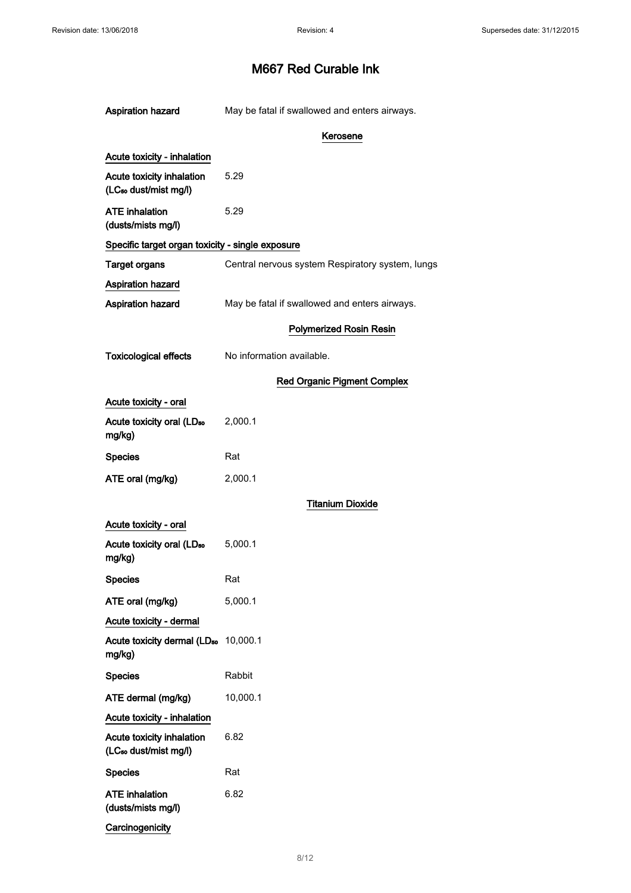| | |
|---|---|
| **Aspiration hazard** | May be fatal if swallowed and enters airways. |

### Kerosene

**Acute toxicity - inhalation**

| | |
|---|---|
| **Acute toxicity inhalation ($LC_{50}$ dust/mist mg/l)** | 5.29 |
| **ATE inhalation (dusts/mists mg/l)** | 5.29 |

**Specific target organ toxicity - single exposure**

| | |
|---|---|
| **Target organs** | Central nervous system Respiratory system, lungs |

**Aspiration hazard**

| | |
|---|---|
| **Aspiration hazard** | May be fatal if swallowed and enters airways. |

### Polymerized Rosin Resin

| | |
|---|---|
| **Toxicological effects** | No information available. |

### Red Organic Pigment Complex

**Acute toxicity - oral**

| | |
|---|---|
| **Acute toxicity oral ($LD_{50}$ mg/kg)** | 2,000.1 |
| **Species** | Rat |
| **ATE oral (mg/kg)** | 2,000.1 |

### Titanium Dioxide

**Acute toxicity - oral**

| | |
|---|---|
| **Acute toxicity oral ($LD_{50}$ mg/kg)** | 5,000.1 |
| **Species** | Rat |
| **ATE oral (mg/kg)** | 5,000.1 |

**Acute toxicity - dermal**

| | |
|---|---|
| **Acute toxicity dermal ($LD_{50}$ mg/kg)** | 10,000.1 |
| **Species** | Rabbit |
| **ATE dermal (mg/kg)** | 10,000.1 |

**Acute toxicity - inhalation**

| | |
|---|---|
| **Acute toxicity inhalation ($LC_{50}$ dust/mist mg/l)** | 6.82 |
| **Species** | Rat |
| **ATE inhalation (dusts/mists mg/l)** | 6.82 |

**Carcinogenicity**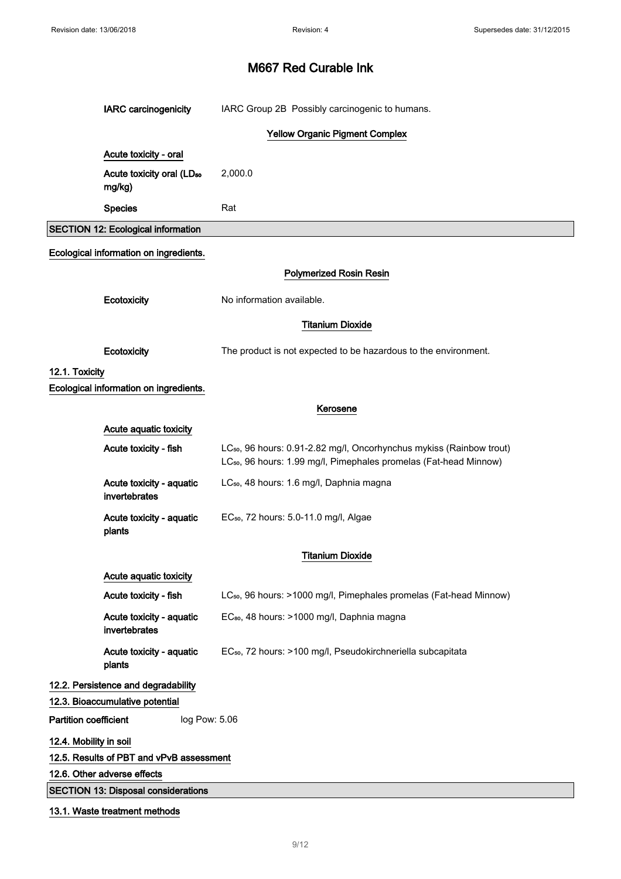# M667 Red Curable Ink

**IARC carcinogenicity** IARC Group 2B Possibly carcinogenic to humans.

**Yellow Organic Pigment Complex**

**Acute toxicity - oral**

| | |
|---|---|
| **Acute toxicity oral ($LD_{50}$ mg/kg)** | 2,000.0 |
| **Species** | Rat |

## SECTION 12: Ecological information

**Ecological information on ingredients.**

**Polymerized Rosin Resin**

**Ecotoxicity** No information available.

**Titanium Dioxide**

**Ecotoxicity** The product is not expected to be hazardous to the environment.

### 12.1. Toxicity

**Ecological information on ingredients.**

**Kerosene**

**Acute aquatic toxicity**

| | |
|---|---|
| **Acute toxicity - fish** | $LC_{50}$, 96 hours: 0.91-2.82 mg/l, Oncorhynchus mykiss (Rainbow trout)<br>$LC_{50}$, 96 hours: 1.99 mg/l, Pimephales promelas (Fat-head Minnow) |
| **Acute toxicity - aquatic invertebrates** | $LC_{50}$, 48 hours: 1.6 mg/l, Daphnia magna |
| **Acute toxicity - aquatic plants** | $EC_{50}$, 72 hours: 5.0-11.0 mg/l, Algae |

**Titanium Dioxide**

**Acute aquatic toxicity**

| | |
|---|---|
| **Acute toxicity - fish** | $LC_{50}$, 96 hours: >1000 mg/l, Pimephales promelas (Fat-head Minnow) |
| **Acute toxicity - aquatic invertebrates** | $EC_{80}$, 48 hours: >1000 mg/l, Daphnia magna |
| **Acute toxicity - aquatic plants** | $EC_{50}$, 72 hours: >100 mg/l, Pseudokirchneriella subcapitata |

### 12.2. Persistence and degradability

### 12.3. Bioaccumulative potential

**Partition coefficient** log Pow: 5.06

### 12.4. Mobility in soil

### 12.5. Results of PBT and vPvB assessment

### 12.6. Other adverse effects

## SECTION 13: Disposal considerations

### 13.1. Waste treatment methods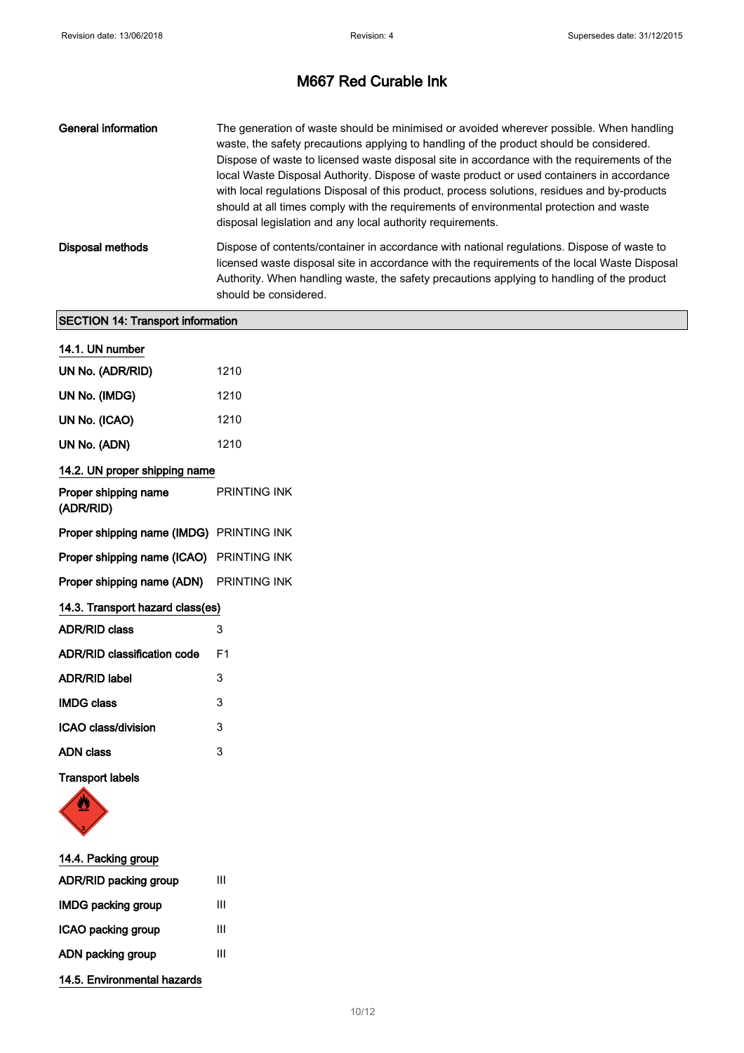| | |
|---|---|
| **General information** | The generation of waste should be minimised or avoided wherever possible. When handling waste, the safety precautions applying to handling of the product should be considered. Dispose of waste to licensed waste disposal site in accordance with the requirements of the local Waste Disposal Authority. Dispose of waste product or used containers in accordance with local regulations Disposal of this product, process solutions, residues and by-products should at all times comply with the requirements of environmental protection and waste disposal legislation and any local authority requirements. |
| **Disposal methods** | Dispose of contents/container in accordance with national regulations. Dispose of waste to licensed waste disposal site in accordance with the requirements of the local Waste Disposal Authority. When handling waste, the safety precautions applying to handling of the product should be considered. |

## SECTION 14: Transport information

### 14.1. UN number

| | |
|---|---|
| **UN No. (ADR/RID)** | 1210 |
| **UN No. (IMDG)** | 1210 |
| **UN No. (ICAO)** | 1210 |
| **UN No. (ADN)** | 1210 |

### 14.2. UN proper shipping name

| | |
|---|---|
| **Proper shipping name (ADR/RID)** | PRINTING INK |
| **Proper shipping name (IMDG)** | PRINTING INK |
| **Proper shipping name (ICAO)** | PRINTING INK |
| **Proper shipping name (ADN)** | PRINTING INK |

### 14.3. Transport hazard class(es)

| | |
|---|---|
| **ADR/RID class** | 3 |
| **ADR/RID classification code** | F1 |
| **ADR/RID label** | 3 |
| **IMDG class** | 3 |
| **ICAO class/division** | 3 |
| **ADN class** | 3 |

**Transport labels**

### 14.4. Packing group

| | |
|---|---|
| **ADR/RID packing group** | III |
| **IMDG packing group** | III |
| **ICAO packing group** | III |
| **ADN packing group** | III |

### 14.5. Environmental hazards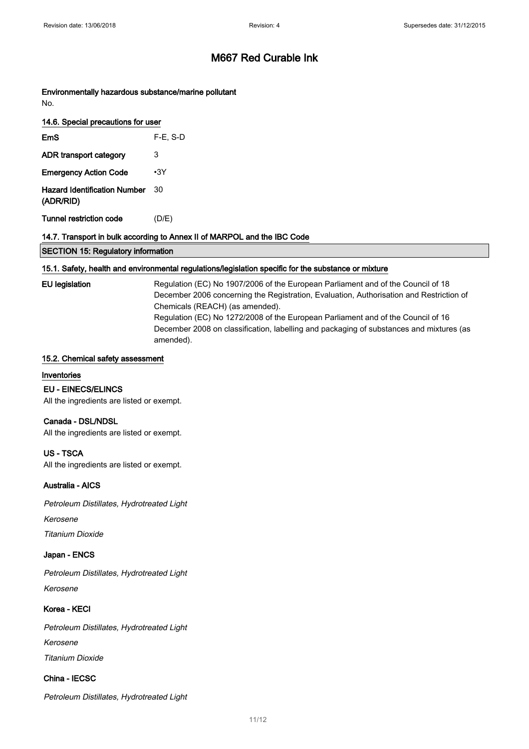# M667 Red Curable Ink

**Environmentally hazardous substance/marine pollutant**

No.

### 14.6. Special precautions for user

| | |
|---|---|
| **EmS** | F-E, S-D |
| **ADR transport category** | 3 |
| **Emergency Action Code** | •3Y |
| **Hazard Identification Number (ADR/RID)** | 30 |
| **Tunnel restriction code** | (D/E) |

### 14.7. Transport in bulk according to Annex II of MARPOL and the IBC Code

## SECTION 15: Regulatory information

### 15.1. Safety, health and environmental regulations/legislation specific for the substance or mixture

**EU legislation**

Regulation (EC) No 1907/2006 of the European Parliament and of the Council of 18 December 2006 concerning the Registration, Evaluation, Authorisation and Restriction of Chemicals (REACH) (as amended).
Regulation (EC) No 1272/2008 of the European Parliament and of the Council of 16 December 2008 on classification, labelling and packaging of substances and mixtures (as amended).

### 15.2. Chemical safety assessment

**Inventories**

**EU - EINECS/ELINCS**

All the ingredients are listed or exempt.

**Canada - DSL/NDSL**

All the ingredients are listed or exempt.

**US - TSCA**

All the ingredients are listed or exempt.

**Australia - AICS**

*Petroleum Distillates, Hydrotreated Light*

*Kerosene*

*Titanium Dioxide*

**Japan - ENCS**

*Petroleum Distillates, Hydrotreated Light*

*Kerosene*

**Korea - KECI**

*Petroleum Distillates, Hydrotreated Light*

*Kerosene*

*Titanium Dioxide*

**China - IECSC**

*Petroleum Distillates, Hydrotreated Light*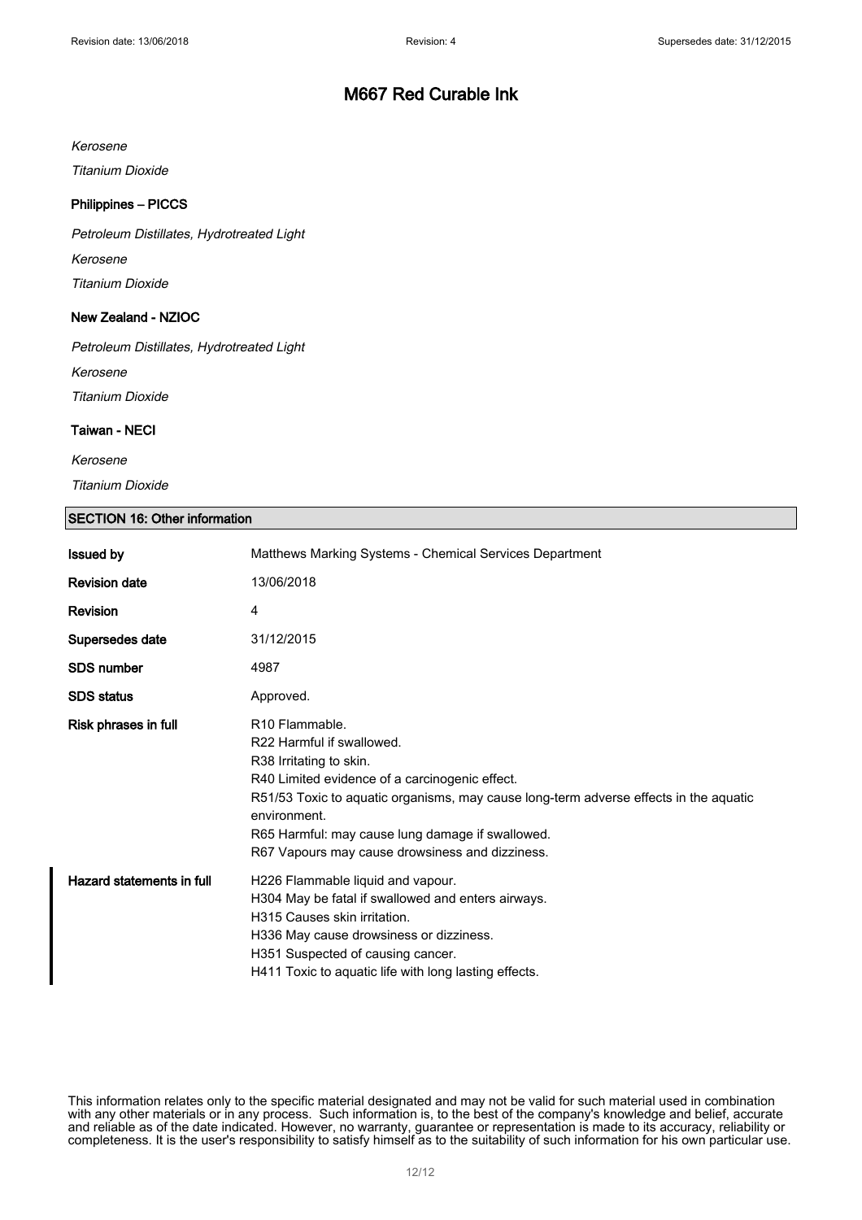*Kerosene*

*Titanium Dioxide*

### Philippines – PICCS

*Petroleum Distillates, Hydrotreated Light*

*Kerosene*

*Titanium Dioxide*

### New Zealand - NZIOC

*Petroleum Distillates, Hydrotreated Light*

*Kerosene*

*Titanium Dioxide*

### Taiwan - NECI

*Kerosene*

*Titanium Dioxide*

## SECTION 16: Other information

| | |
|---|---|
| **Issued by** | Matthews Marking Systems - Chemical Services Department |
| **Revision date** | 13/06/2018 |
| **Revision** | 4 |
| **Supersedes date** | 31/12/2015 |
| **SDS number** | 4987 |
| **SDS status** | Approved. |
| **Risk phrases in full** | R10 Flammable.<br>R22 Harmful if swallowed.<br>R38 Irritating to skin.<br>R40 Limited evidence of a carcinogenic effect.<br>R51/53 Toxic to aquatic organisms, may cause long-term adverse effects in the aquatic environment.<br>R65 Harmful: may cause lung damage if swallowed.<br>R67 Vapours may cause drowsiness and dizziness. |
| **Hazard statements in full** | H226 Flammable liquid and vapour.<br>H304 May be fatal if swallowed and enters airways.<br>H315 Causes skin irritation.<br>H336 May cause drowsiness or dizziness.<br>H351 Suspected of causing cancer.<br>H411 Toxic to aquatic life with long lasting effects. |

This information relates only to the specific material designated and may not be valid for such material used in combination with any other materials or in any process. Such information is, to the best of the company's knowledge and belief, accurate and reliable as of the date indicated. However, no warranty, guarantee or representation is made to its accuracy, reliability or completeness. It is the user's responsibility to satisfy himself as to the suitability of such information for his own particular use.